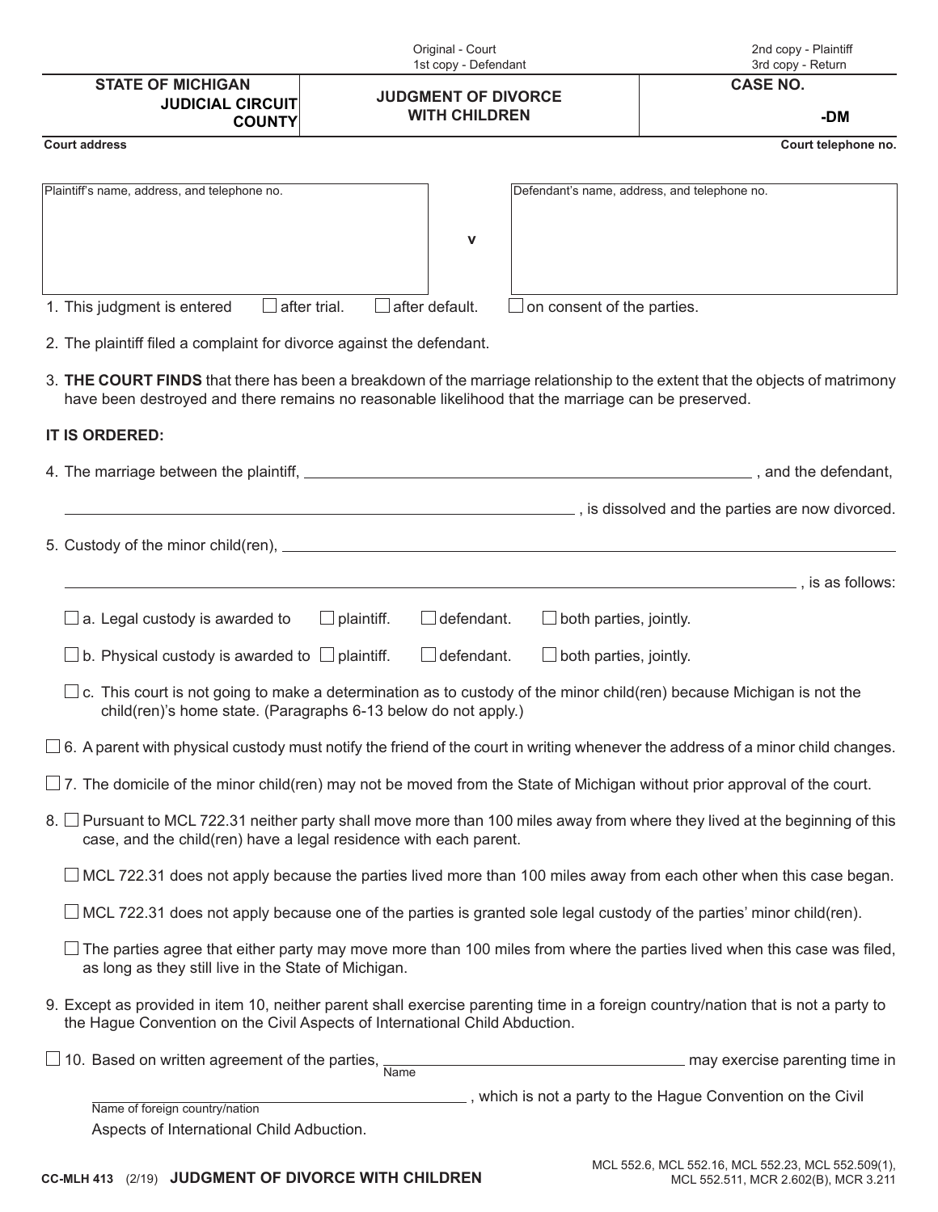Original - Court
1st copy - Defendant

2nd copy - Plaintiff
3rd copy - Return

| STATE OF MICHIGAN<br>JUDICIAL CIRCUIT<br>COUNTY | JUDGMENT OF DIVORCE<br>WITH CHILDREN | CASE NO.<br><br>-DM |
|---|---|---|

Court address | Court telephone no.

| Plaintiff's name, address, and telephone no. | v | Defendant's name, address, and telephone no. |
|---|---|---|

1. This judgment is entered ☐ after trial. ☐ after default. ☐ on consent of the parties.

2. The plaintiff filed a complaint for divorce against the defendant.

3. **THE COURT FINDS** that there has been a breakdown of the marriage relationship to the extent that the objects of matrimony have been destroyed and there remains no reasonable likelihood that the marriage can be preserved.

**IT IS ORDERED:**

4. The marriage between the plaintiff, ______________________________, and the defendant, ______________________________, is dissolved and the parties are now divorced.

5. Custody of the minor child(ren), ______________________________ ______________________________, is as follows:

   ☐ a. Legal custody is awarded to ☐ plaintiff. ☐ defendant. ☐ both parties, jointly.

   ☐ b. Physical custody is awarded to ☐ plaintiff. ☐ defendant. ☐ both parties, jointly.

   ☐ c. This court is not going to make a determination as to custody of the minor child(ren) because Michigan is not the child(ren)'s home state. (Paragraphs 6-13 below do not apply.)

☐ 6. A parent with physical custody must notify the friend of the court in writing whenever the address of a minor child changes.

☐ 7. The domicile of the minor child(ren) may not be moved from the State of Michigan without prior approval of the court.

8. ☐ Pursuant to MCL 722.31 neither party shall move more than 100 miles away from where they lived at the beginning of this case, and the child(ren) have a legal residence with each parent.

   ☐ MCL 722.31 does not apply because the parties lived more than 100 miles away from each other when this case began.

   ☐ MCL 722.31 does not apply because one of the parties is granted sole legal custody of the parties' minor child(ren).

   ☐ The parties agree that either party may move more than 100 miles from where the parties lived when this case was filed, as long as they still live in the State of Michigan.

9. Except as provided in item 10, neither parent shall exercise parenting time in a foreign country/nation that is not a party to the Hague Convention on the Civil Aspects of International Child Abduction.

☐ 10. Based on written agreement of the parties, ______________________________ (Name) may exercise parenting time in ______________________________ (Name of foreign country/nation), which is not a party to the Hague Convention on the Civil Aspects of International Child Abduction.

CC-MLH 413 (2/19) **JUDGMENT OF DIVORCE WITH CHILDREN**

MCL 552.6, MCL 552.16, MCL 552.23, MCL 552.509(1), MCL 552.511, MCR 2.602(B), MCR 3.211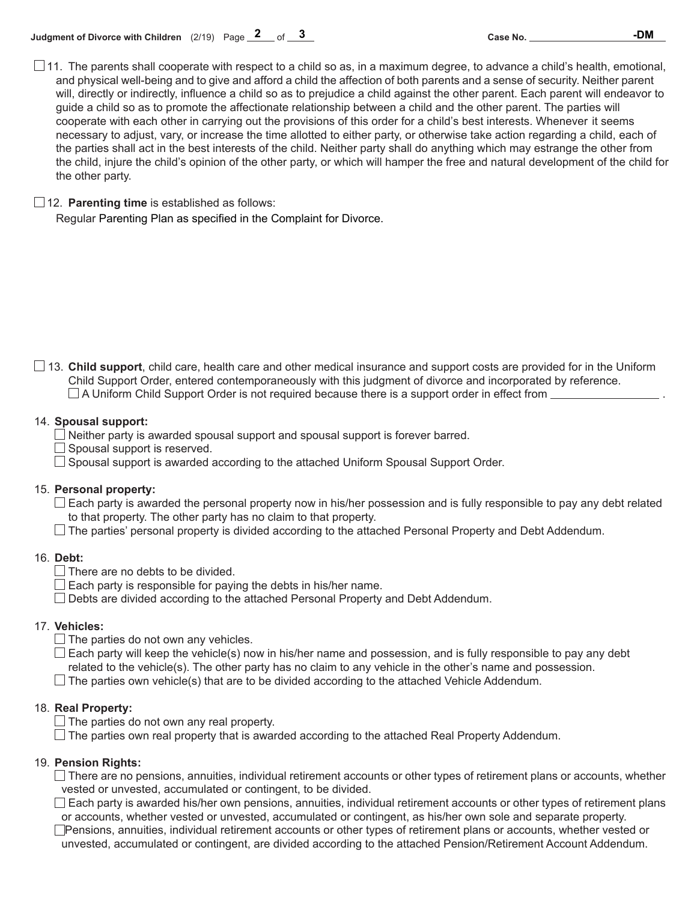☐ 11. The parents shall cooperate with respect to a child so as, in a maximum degree, to advance a child's health, emotional, and physical well-being and to give and afford a child the affection of both parents and a sense of security. Neither parent will, directly or indirectly, influence a child so as to prejudice a child against the other parent. Each parent will endeavor to guide a child so as to promote the affectionate relationship between a child and the other parent. The parties will cooperate with each other in carrying out the provisions of this order for a child's best interests. Whenever it seems necessary to adjust, vary, or increase the time allotted to either party, or otherwise take action regarding a child, each of the parties shall act in the best interests of the child. Neither party shall do anything which may estrange the other from the child, injure the child's opinion of the other party, or which will hamper the free and natural development of the child for the other party.

☐ 12. **Parenting time** is established as follows:

Regular Parenting Plan as specified in the Complaint for Divorce.

☐ 13. **Child support**, child care, health care and other medical insurance and support costs are provided for in the Uniform Child Support Order, entered contemporaneously with this judgment of divorce and incorporated by reference.

☐ A Uniform Child Support Order is not required because there is a support order in effect from ________________ .

14. **Spousal support:**

☐ Neither party is awarded spousal support and spousal support is forever barred.

☐ Spousal support is reserved.

☐ Spousal support is awarded according to the attached Uniform Spousal Support Order.

15. **Personal property:**

☐ Each party is awarded the personal property now in his/her possession and is fully responsible to pay any debt related to that property. The other party has no claim to that property.

☐ The parties' personal property is divided according to the attached Personal Property and Debt Addendum.

16. **Debt:**

☐ There are no debts to be divided.

☐ Each party is responsible for paying the debts in his/her name.

☐ Debts are divided according to the attached Personal Property and Debt Addendum.

17. **Vehicles:**

☐ The parties do not own any vehicles.

☐ Each party will keep the vehicle(s) now in his/her name and possession, and is fully responsible to pay any debt related to the vehicle(s). The other party has no claim to any vehicle in the other's name and possession.

☐ The parties own vehicle(s) that are to be divided according to the attached Vehicle Addendum.

18. **Real Property:**

☐ The parties do not own any real property.

☐ The parties own real property that is awarded according to the attached Real Property Addendum.

19. **Pension Rights:**

☐ There are no pensions, annuities, individual retirement accounts or other types of retirement plans or accounts, whether vested or unvested, accumulated or contingent, to be divided.

☐ Each party is awarded his/her own pensions, annuities, individual retirement accounts or other types of retirement plans or accounts, whether vested or unvested, accumulated or contingent, as his/her own sole and separate property.

☐ Pensions, annuities, individual retirement accounts or other types of retirement plans or accounts, whether vested or unvested, accumulated or contingent, are divided according to the attached Pension/Retirement Account Addendum.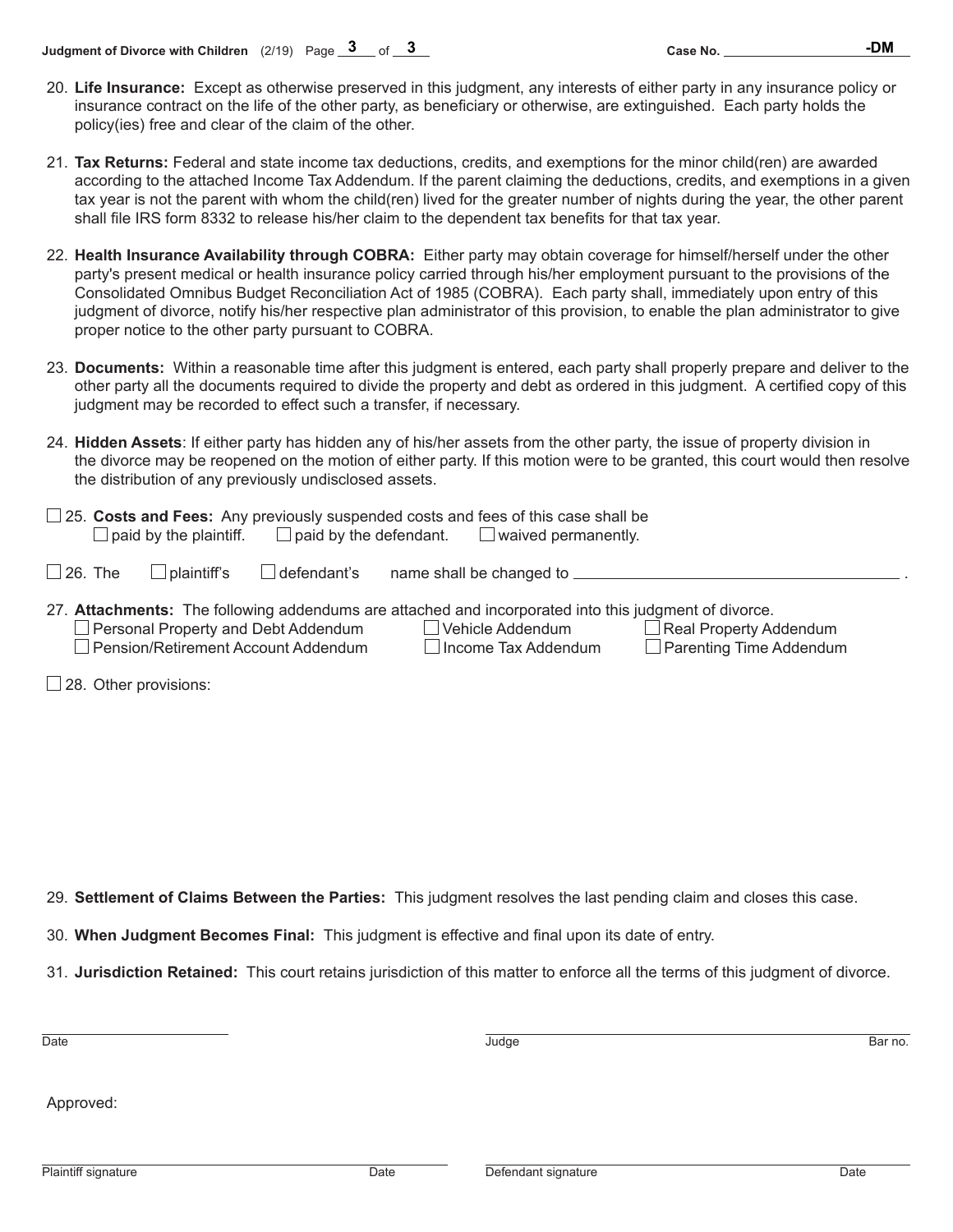20. **Life Insurance:** Except as otherwise preserved in this judgment, any interests of either party in any insurance policy or insurance contract on the life of the other party, as beneficiary or otherwise, are extinguished. Each party holds the policy(ies) free and clear of the claim of the other.

21. **Tax Returns:** Federal and state income tax deductions, credits, and exemptions for the minor child(ren) are awarded according to the attached Income Tax Addendum. If the parent claiming the deductions, credits, and exemptions in a given tax year is not the parent with whom the child(ren) lived for the greater number of nights during the year, the other parent shall file IRS form 8332 to release his/her claim to the dependent tax benefits for that tax year.

22. **Health Insurance Availability through COBRA:** Either party may obtain coverage for himself/herself under the other party's present medical or health insurance policy carried through his/her employment pursuant to the provisions of the Consolidated Omnibus Budget Reconciliation Act of 1985 (COBRA). Each party shall, immediately upon entry of this judgment of divorce, notify his/her respective plan administrator of this provision, to enable the plan administrator to give proper notice to the other party pursuant to COBRA.

23. **Documents:** Within a reasonable time after this judgment is entered, each party shall properly prepare and deliver to the other party all the documents required to divide the property and debt as ordered in this judgment. A certified copy of this judgment may be recorded to effect such a transfer, if necessary.

24. **Hidden Assets**: If either party has hidden any of his/her assets from the other party, the issue of property division in the divorce may be reopened on the motion of either party. If this motion were to be granted, this court would then resolve the distribution of any previously undisclosed assets.

☐ 25. **Costs and Fees:** Any previously suspended costs and fees of this case shall be
☐ paid by the plaintiff. ☐ paid by the defendant. ☐ waived permanently.

☐ 26. The ☐ plaintiff's ☐ defendant's name shall be changed to ______________________________ .

27. **Attachments:** The following addendums are attached and incorporated into this judgment of divorce.
☐ Personal Property and Debt Addendum ☐ Vehicle Addendum ☐ Real Property Addendum
☐ Pension/Retirement Account Addendum ☐ Income Tax Addendum ☐ Parenting Time Addendum

☐ 28. Other provisions:

29. **Settlement of Claims Between the Parties:** This judgment resolves the last pending claim and closes this case.

30. **When Judgment Becomes Final:** This judgment is effective and final upon its date of entry.

31. **Jurisdiction Retained:** This court retains jurisdiction of this matter to enforce all the terms of this judgment of divorce.

______________________ ______________________________________________
Date Judge Bar no.

Approved:

______________________________________ ______________________________________
Plaintiff signature Date Defendant signature Date